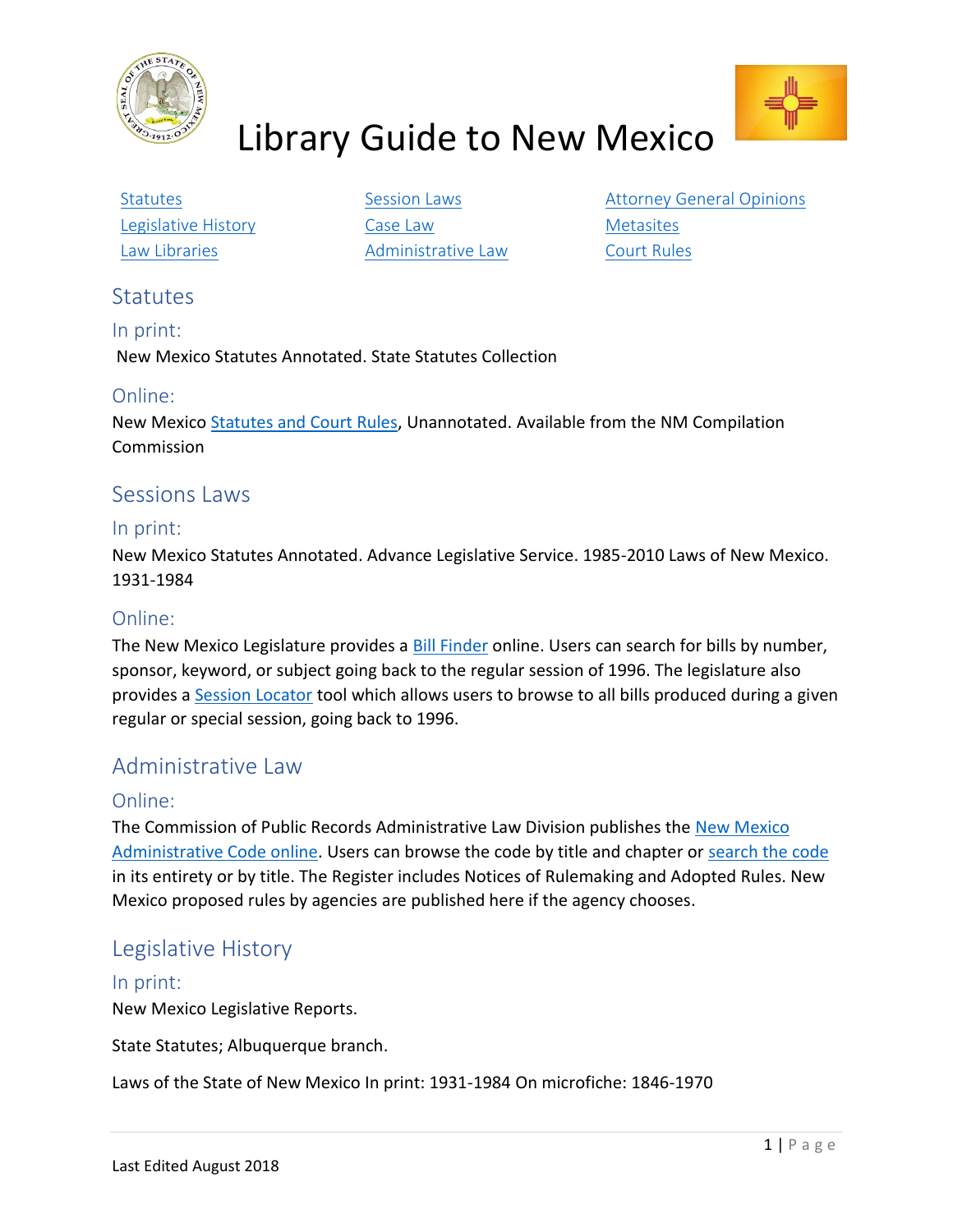# Library Guide to New Mexico

[Statutes](#) | [Session Laws](#) | [Attorney General Opinions](#)
[Legislative History](#) | [Case Law](#) | [Metasites](#)
[Law Libraries](#) | [Administrative Law](#) | [Court Rules](#)

## Statutes

### In print:

New Mexico Statutes Annotated. State Statutes Collection

### Online:

New Mexico Statutes and Court Rules, Unannotated. Available from the NM Compilation Commission

## Sessions Laws

### In print:

New Mexico Statutes Annotated. Advance Legislative Service. 1985-2010 Laws of New Mexico. 1931-1984

### Online:

The New Mexico Legislature provides a Bill Finder online. Users can search for bills by number, sponsor, keyword, or subject going back to the regular session of 1996. The legislature also provides a Session Locator tool which allows users to browse to all bills produced during a given regular or special session, going back to 1996.

## Administrative Law

### Online:

The Commission of Public Records Administrative Law Division publishes the New Mexico Administrative Code online. Users can browse the code by title and chapter or search the code in its entirety or by title. The Register includes Notices of Rulemaking and Adopted Rules. New Mexico proposed rules by agencies are published here if the agency chooses.

## Legislative History

### In print:

New Mexico Legislative Reports.

State Statutes; Albuquerque branch.

Laws of the State of New Mexico In print: 1931-1984 On microfiche: 1846-1970

Last Edited August 2018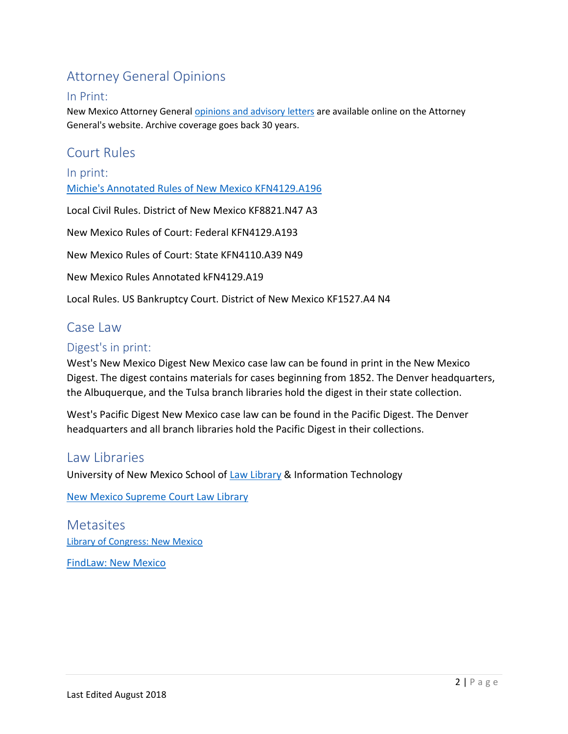## Attorney General Opinions

### In Print:

New Mexico Attorney General opinions and advisory letters are available online on the Attorney General's website. Archive coverage goes back 30 years.

## Court Rules

### In print:

Michie's Annotated Rules of New Mexico KFN4129.A196

Local Civil Rules. District of New Mexico KF8821.N47 A3

New Mexico Rules of Court: Federal KFN4129.A193

New Mexico Rules of Court: State KFN4110.A39 N49

New Mexico Rules Annotated kFN4129.A19

Local Rules. US Bankruptcy Court. District of New Mexico KF1527.A4 N4

## Case Law

### Digest's in print:

West's New Mexico Digest New Mexico case law can be found in print in the New Mexico Digest. The digest contains materials for cases beginning from 1852. The Denver headquarters, the Albuquerque, and the Tulsa branch libraries hold the digest in their state collection.

West's Pacific Digest New Mexico case law can be found in the Pacific Digest. The Denver headquarters and all branch libraries hold the Pacific Digest in their collections.

## Law Libraries

University of New Mexico School of Law Library & Information Technology

New Mexico Supreme Court Law Library

## Metasites

Library of Congress: New Mexico

FindLaw: New Mexico

Last Edited August 2018